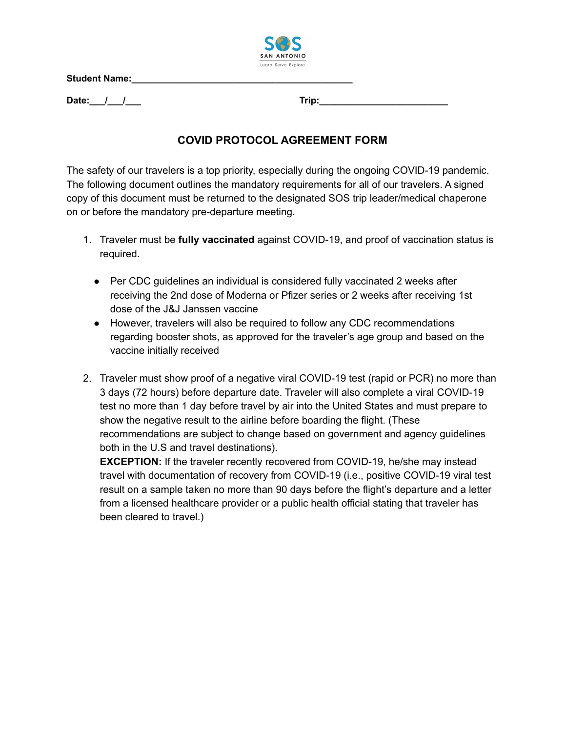SOS SAN ANTONIO

Learn. Serve. Explore.

**Student Name:**\_\_\_\_\_\_\_\_\_\_\_\_\_\_\_\_\_\_\_\_\_\_\_\_\_\_\_\_\_\_\_\_\_\_\_\_\_\_\_\_\_\_

**Date:**\_\_\_/\_\_\_/\_\_\_ **Trip:**\_\_\_\_\_\_\_\_\_\_\_\_\_\_\_\_\_\_\_\_\_\_\_\_\_

## COVID PROTOCOL AGREEMENT FORM

The safety of our travelers is a top priority, especially during the ongoing COVID-19 pandemic. The following document outlines the mandatory requirements for all of our travelers. A signed copy of this document must be returned to the designated SOS trip leader/medical chaperone on or before the mandatory pre-departure meeting.

1. Traveler must be **fully vaccinated** against COVID-19, and proof of vaccination status is required.

   - Per CDC guidelines an individual is considered fully vaccinated 2 weeks after receiving the 2nd dose of Moderna or Pfizer series or 2 weeks after receiving 1st dose of the J&J Janssen vaccine
   - However, travelers will also be required to follow any CDC recommendations regarding booster shots, as approved for the traveler's age group and based on the vaccine initially received

2. Traveler must show proof of a negative viral COVID-19 test (rapid or PCR) no more than 3 days (72 hours) before departure date. Traveler will also complete a viral COVID-19 test no more than 1 day before travel by air into the United States and must prepare to show the negative result to the airline before boarding the flight. (These recommendations are subject to change based on government and agency guidelines both in the U.S and travel destinations).
   **EXCEPTION:** If the traveler recently recovered from COVID-19, he/she may instead travel with documentation of recovery from COVID-19 (i.e., positive COVID-19 viral test result on a sample taken no more than 90 days before the flight's departure and a letter from a licensed healthcare provider or a public health official stating that traveler has been cleared to travel.)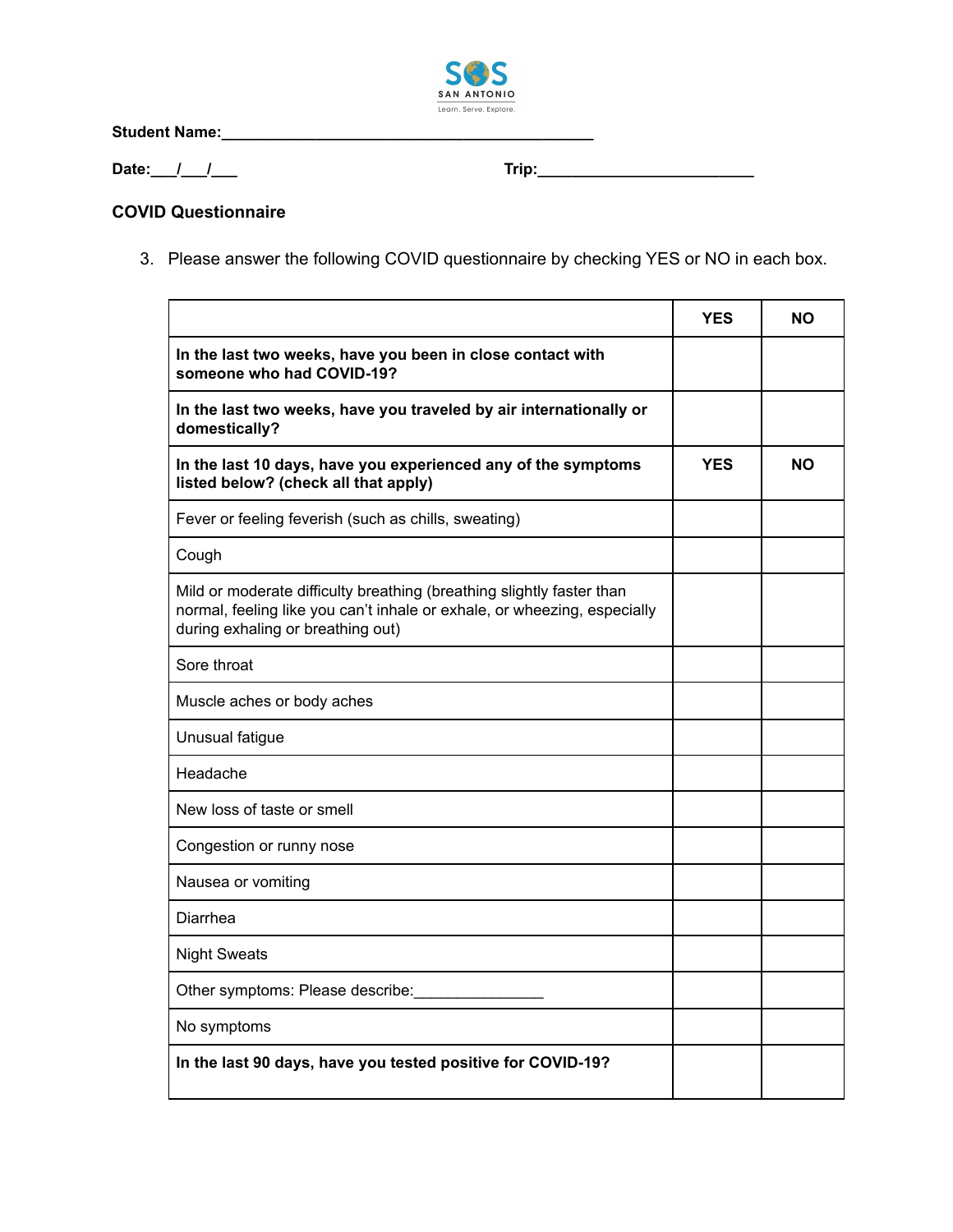SOS SAN ANTONIO Learn. Serve. Explore.

**Student Name:**\_\_\_\_\_\_\_\_\_\_\_\_\_\_\_\_\_\_\_\_\_\_\_\_\_\_\_\_\_\_\_\_\_\_\_\_\_\_\_\_\_\_\_\_\_

**Date:**\_\_\_/\_\_\_/\_\_\_ **Trip:**\_\_\_\_\_\_\_\_\_\_\_\_\_\_\_\_\_\_\_\_\_\_\_\_\_\_

**COVID Questionnaire**

3. Please answer the following COVID questionnaire by checking YES or NO in each box.

| | **YES** | **NO** |
|---|---|---|
| **In the last two weeks, have you been in close contact with someone who had COVID-19?** | | |
| **In the last two weeks, have you traveled by air internationally or domestically?** | | |
| **In the last 10 days, have you experienced any of the symptoms listed below? (check all that apply)** | **YES** | **NO** |
| Fever or feeling feverish (such as chills, sweating) | | |
| Cough | | |
| Mild or moderate difficulty breathing (breathing slightly faster than normal, feeling like you can't inhale or exhale, or wheezing, especially during exhaling or breathing out) | | |
| Sore throat | | |
| Muscle aches or body aches | | |
| Unusual fatigue | | |
| Headache | | |
| New loss of taste or smell | | |
| Congestion or runny nose | | |
| Nausea or vomiting | | |
| Diarrhea | | |
| Night Sweats | | |
| Other symptoms: Please describe:\_\_\_\_\_\_\_\_\_\_\_\_\_\_\_ | | |
| No symptoms | | |
| **In the last 90 days, have you tested positive for COVID-19?** | | |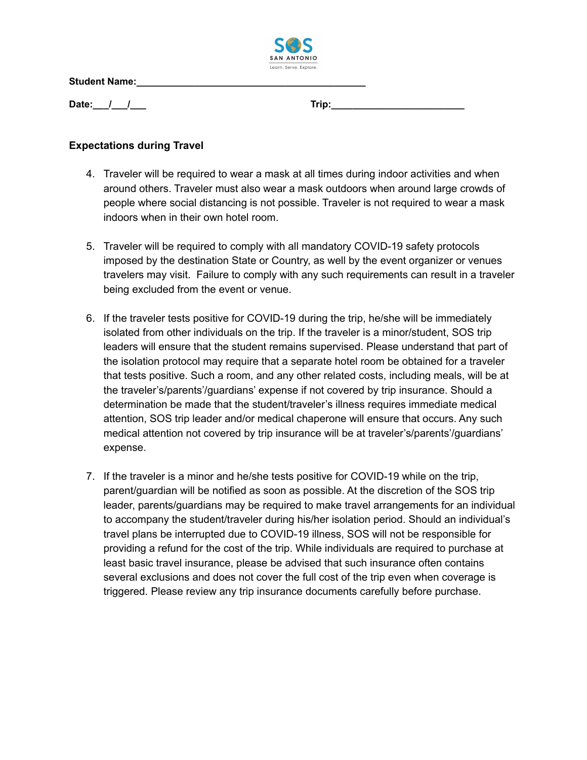**Student Name:**___________________________________________

**Date:**___/___/___                                                **Trip:**_________________________

**Expectations during Travel**

4. Traveler will be required to wear a mask at all times during indoor activities and when around others. Traveler must also wear a mask outdoors when around large crowds of people where social distancing is not possible. Traveler is not required to wear a mask indoors when in their own hotel room.

5. Traveler will be required to comply with all mandatory COVID-19 safety protocols imposed by the destination State or Country, as well by the event organizer or venues travelers may visit. Failure to comply with any such requirements can result in a traveler being excluded from the event or venue.

6. If the traveler tests positive for COVID-19 during the trip, he/she will be immediately isolated from other individuals on the trip. If the traveler is a minor/student, SOS trip leaders will ensure that the student remains supervised. Please understand that part of the isolation protocol may require that a separate hotel room be obtained for a traveler that tests positive. Such a room, and any other related costs, including meals, will be at the traveler's/parents'/guardians' expense if not covered by trip insurance. Should a determination be made that the student/traveler's illness requires immediate medical attention, SOS trip leader and/or medical chaperone will ensure that occurs. Any such medical attention not covered by trip insurance will be at traveler's/parents'/guardians' expense.

7. If the traveler is a minor and he/she tests positive for COVID-19 while on the trip, parent/guardian will be notified as soon as possible. At the discretion of the SOS trip leader, parents/guardians may be required to make travel arrangements for an individual to accompany the student/traveler during his/her isolation period. Should an individual's travel plans be interrupted due to COVID-19 illness, SOS will not be responsible for providing a refund for the cost of the trip. While individuals are required to purchase at least basic travel insurance, please be advised that such insurance often contains several exclusions and does not cover the full cost of the trip even when coverage is triggered. Please review any trip insurance documents carefully before purchase.